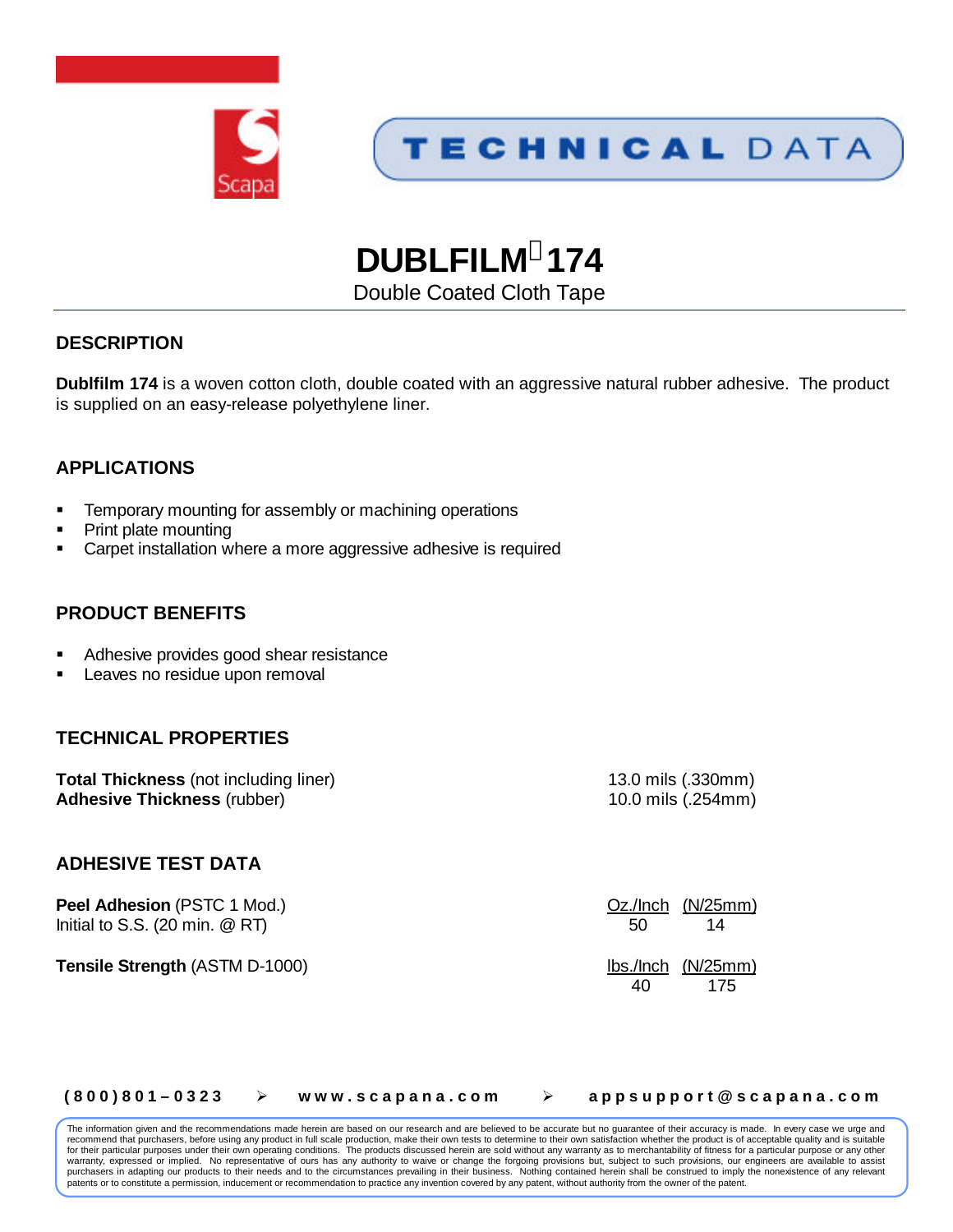TECHNICAL DATA

# DUBLFILM 174

Double Coated Cloth Tape

## DESCRIPTION

**Dublfilm 174** is a woven cotton cloth, double coated with an aggressive natural rubber adhesive. The product is supplied on an easy-release polyethylene liner.

## APPLICATIONS

- Temporary mounting for assembly or machining operations
- Print plate mounting
- Carpet installation where a more aggressive adhesive is required

## PRODUCT BENEFITS

- Adhesive provides good shear resistance
- Leaves no residue upon removal

## TECHNICAL PROPERTIES

| | |
|---|---|
| **Total Thickness** (not including liner) | 13.0 mils (.330mm) |
| **Adhesive Thickness** (rubber) | 10.0 mils (.254mm) |

## ADHESIVE TEST DATA

| | | |
|---|---|---|
| **Peel Adhesion** (PSTC 1 Mod.) | Oz./Inch | (N/25mm) |
| Initial to S.S. (20 min. @ RT) | 50 | 14 |
| **Tensile Strength** (ASTM D-1000) | lbs./Inch | (N/25mm) |
| | 40 | 175 |

(800)801–0323 ➢ www.scapana.com ➢ appsupport@scapana.com

The information given and the recommendations made herein are based on our research and are believed to be accurate but no guarantee of their accuracy is made. In every case we urge and recommend that purchasers, before using any product in full scale production, make their own tests to determine to their own satisfaction whether the product is of acceptable quality and is suitable for their particular purposes under their own operating conditions. The products discussed herein are sold without any warranty as to merchantability of fitness for a particular purpose or any other warranty, expressed or implied. No representative of ours has any authority to waive or change the forgoing provisions but, subject to such provisions, our engineers are available to assist purchasers in adapting our products to their needs and to the circumstances prevailing in their business. Nothing contained herein shall be construed to imply the nonexistence of any relevant patents or to constitute a permission, inducement or recommendation to practice any invention covered by any patent, without authority from the owner of the patent.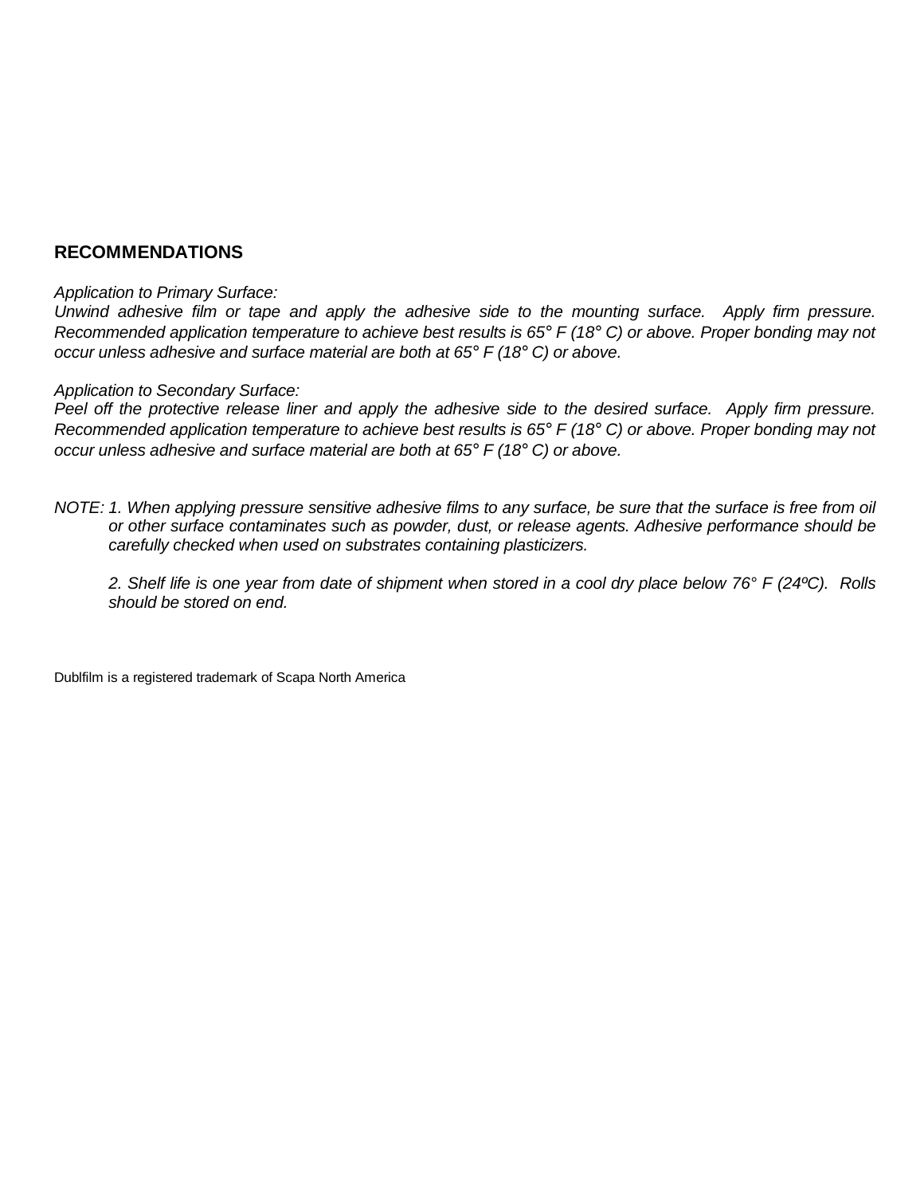## RECOMMENDATIONS

*Application to Primary Surface:*
*Unwind adhesive film or tape and apply the adhesive side to the mounting surface. Apply firm pressure. Recommended application temperature to achieve best results is 65° F (18° C) or above. Proper bonding may not occur unless adhesive and surface material are both at 65° F (18° C) or above.*

*Application to Secondary Surface:*
*Peel off the protective release liner and apply the adhesive side to the desired surface. Apply firm pressure. Recommended application temperature to achieve best results is 65° F (18° C) or above. Proper bonding may not occur unless adhesive and surface material are both at 65° F (18° C) or above.*

*NOTE: 1. When applying pressure sensitive adhesive films to any surface, be sure that the surface is free from oil or other surface contaminates such as powder, dust, or release agents. Adhesive performance should be carefully checked when used on substrates containing plasticizers.*

*2. Shelf life is one year from date of shipment when stored in a cool dry place below 76° F (24ºC). Rolls should be stored on end.*

Dublfilm is a registered trademark of Scapa North America